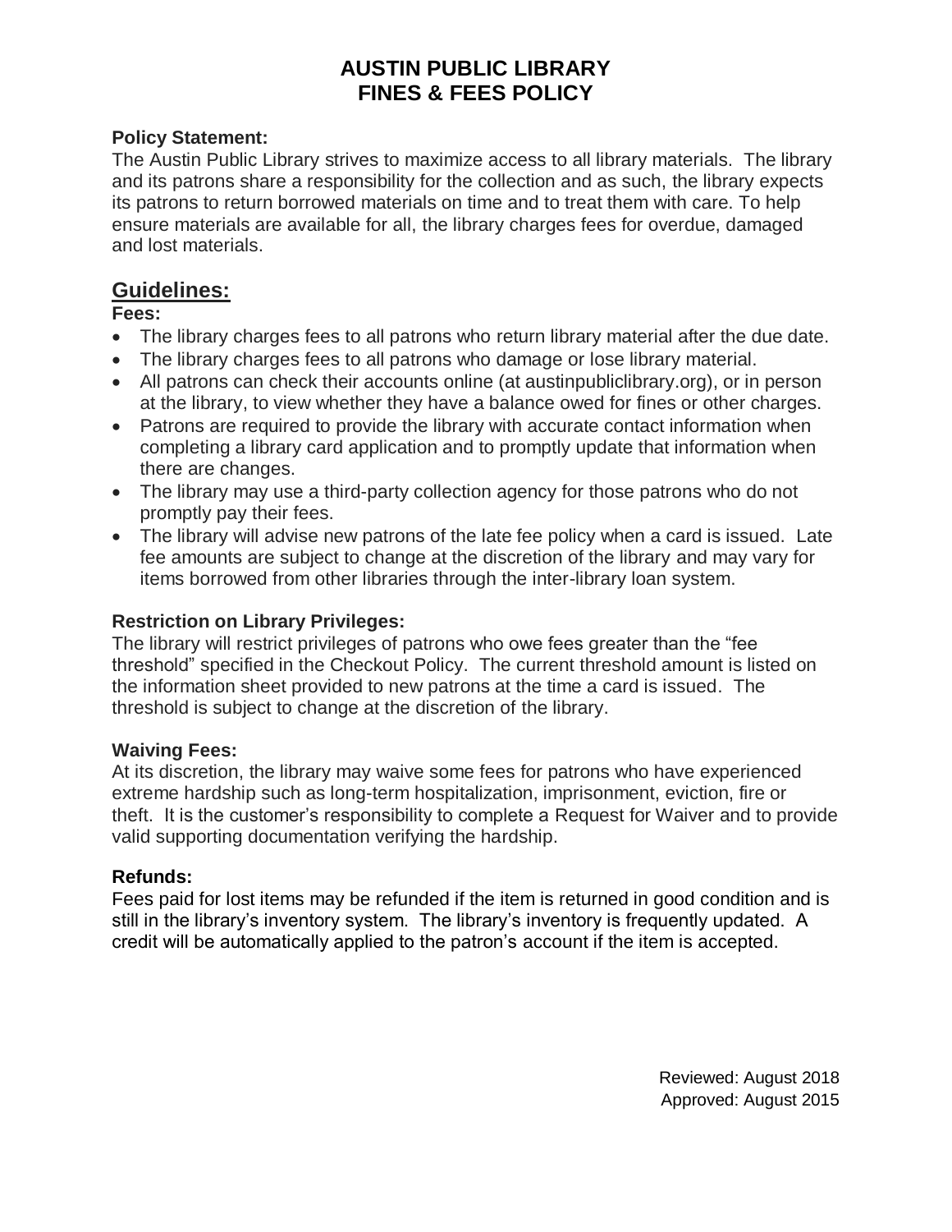# AUSTIN PUBLIC LIBRARY
# FINES & FEES POLICY

**Policy Statement:**
The Austin Public Library strives to maximize access to all library materials. The library and its patrons share a responsibility for the collection and as such, the library expects its patrons to return borrowed materials on time and to treat them with care. To help ensure materials are available for all, the library charges fees for overdue, damaged and lost materials.

## Guidelines:

**Fees:**

- The library charges fees to all patrons who return library material after the due date.
- The library charges fees to all patrons who damage or lose library material.
- All patrons can check their accounts online (at austinpubliclibrary.org), or in person at the library, to view whether they have a balance owed for fines or other charges.
- Patrons are required to provide the library with accurate contact information when completing a library card application and to promptly update that information when there are changes.
- The library may use a third-party collection agency for those patrons who do not promptly pay their fees.
- The library will advise new patrons of the late fee policy when a card is issued. Late fee amounts are subject to change at the discretion of the library and may vary for items borrowed from other libraries through the inter-library loan system.

**Restriction on Library Privileges:**
The library will restrict privileges of patrons who owe fees greater than the "fee threshold" specified in the Checkout Policy. The current threshold amount is listed on the information sheet provided to new patrons at the time a card is issued. The threshold is subject to change at the discretion of the library.

**Waiving Fees:**
At its discretion, the library may waive some fees for patrons who have experienced extreme hardship such as long-term hospitalization, imprisonment, eviction, fire or theft. It is the customer's responsibility to complete a Request for Waiver and to provide valid supporting documentation verifying the hardship.

**Refunds:**
Fees paid for lost items may be refunded if the item is returned in good condition and is still in the library's inventory system. The library's inventory is frequently updated. A credit will be automatically applied to the patron's account if the item is accepted.

Reviewed: August 2018
Approved: August 2015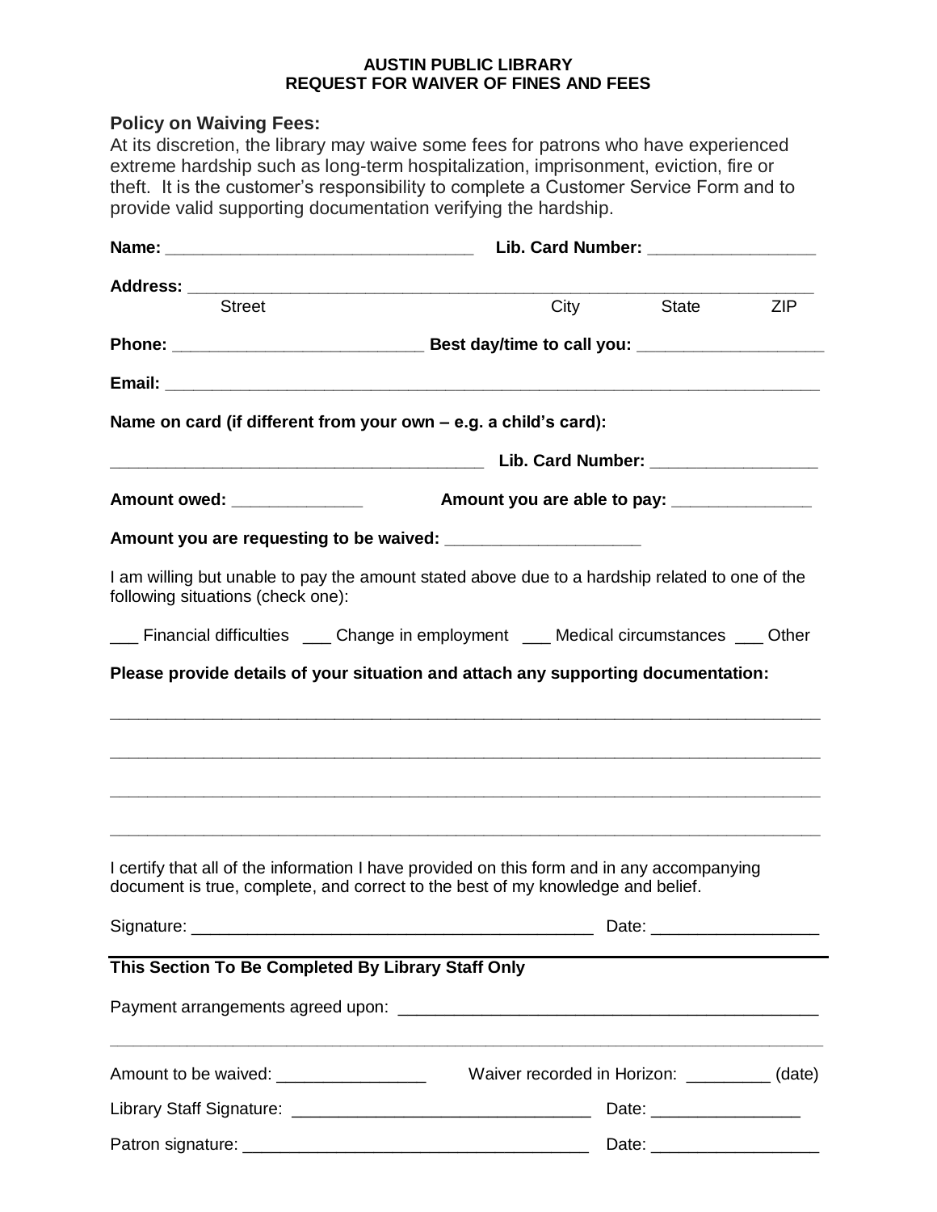**AUSTIN PUBLIC LIBRARY**
**REQUEST FOR WAIVER OF FINES AND FEES**

**Policy on Waiving Fees:**

At its discretion, the library may waive some fees for patrons who have experienced extreme hardship such as long-term hospitalization, imprisonment, eviction, fire or theft. It is the customer's responsibility to complete a Customer Service Form and to provide valid supporting documentation verifying the hardship.

**Name:** ________________________________ **Lib. Card Number:** _________________

**Address:** ____________________________________________________________________
Street City State ZIP

**Phone:** __________________________ **Best day/time to call you:** ___________________

**Email:** ______________________________________________________________________

**Name on card (if different from your own – e.g. a child's card):**

_______________________________________ **Lib. Card Number:** _________________

**Amount owed:** ______________ **Amount you are able to pay:** ______________

**Amount you are requesting to be waived:** ____________________

I am willing but unable to pay the amount stated above due to a hardship related to one of the following situations (check one):

___ Financial difficulties ___ Change in employment ___ Medical circumstances ___ Other

**Please provide details of your situation and attach any supporting documentation:**

__________________________________________________________________________

__________________________________________________________________________

__________________________________________________________________________

__________________________________________________________________________

I certify that all of the information I have provided on this form and in any accompanying document is true, complete, and correct to the best of my knowledge and belief.

Signature: ___________________________________________ Date: _________________

**This Section To Be Completed By Library Staff Only**

Payment arrangements agreed upon: _____________________________________________

__________________________________________________________________________

Amount to be waived: ________________ Waiver recorded in Horizon: _________ (date)

Library Staff Signature: ________________________________ Date: ________________

Patron signature: _____________________________________ Date: _________________